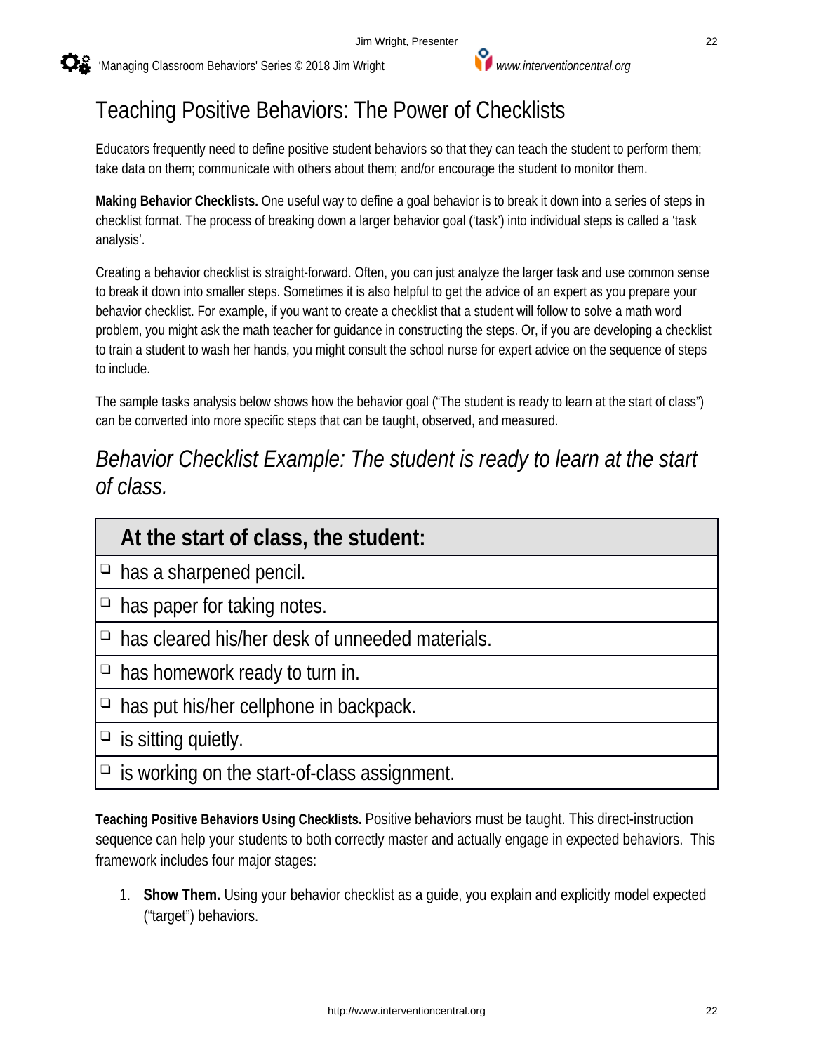# Teaching Positive Behaviors: The Power of Checklists

Educators frequently need to define positive student behaviors so that they can teach the student to perform them; take data on them; communicate with others about them; and/or encourage the student to monitor them.

**Making Behavior Checklists.** One useful way to define a goal behavior is to break it down into a series of steps in checklist format. The process of breaking down a larger behavior goal ('task') into individual steps is called a 'task analysis'.

Creating a behavior checklist is straight-forward. Often, you can just analyze the larger task and use common sense to break it down into smaller steps. Sometimes it is also helpful to get the advice of an expert as you prepare your behavior checklist. For example, if you want to create a checklist that a student will follow to solve a math word problem, you might ask the math teacher for guidance in constructing the steps. Or, if you are developing a checklist to train a student to wash her hands, you might consult the school nurse for expert advice on the sequence of steps to include.

The sample tasks analysis below shows how the behavior goal ("The student is ready to learn at the start of class") can be converted into more specific steps that can be taught, observed, and measured.

## *Behavior Checklist Example: The student is ready to learn at the start of class.*

| **At the start of class, the student:** |
|---|
| ❑ has a sharpened pencil. |
| ❑ has paper for taking notes. |
| ❑ has cleared his/her desk of unneeded materials. |
| ❑ has homework ready to turn in. |
| ❑ has put his/her cellphone in backpack. |
| ❑ is sitting quietly. |
| ❑ is working on the start-of-class assignment. |

**Teaching Positive Behaviors Using Checklists.** Positive behaviors must be taught. This direct-instruction sequence can help your students to both correctly master and actually engage in expected behaviors. This framework includes four major stages:

1. **Show Them.** Using your behavior checklist as a guide, you explain and explicitly model expected ("target") behaviors.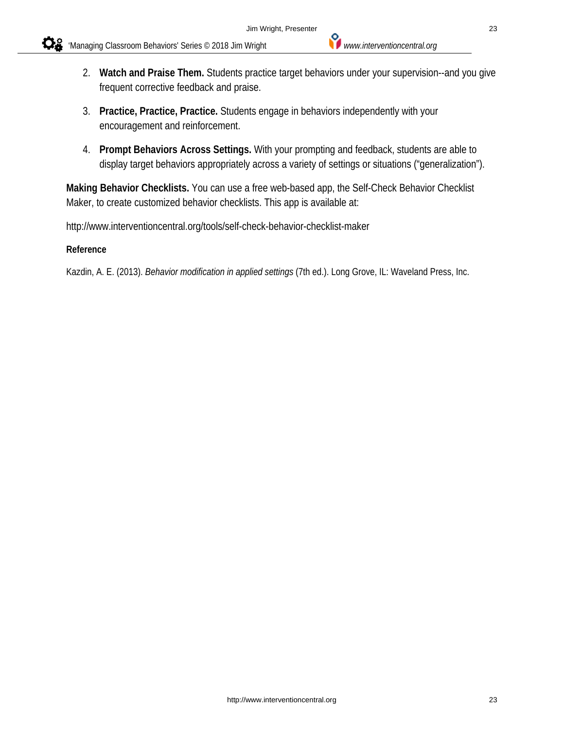2. **Watch and Praise Them.** Students practice target behaviors under your supervision--and you give frequent corrective feedback and praise.

3. **Practice, Practice, Practice.** Students engage in behaviors independently with your encouragement and reinforcement.

4. **Prompt Behaviors Across Settings.** With your prompting and feedback, students are able to display target behaviors appropriately across a variety of settings or situations ("generalization").

**Making Behavior Checklists.** You can use a free web-based app, the Self-Check Behavior Checklist Maker, to create customized behavior checklists. This app is available at:

http://www.interventioncentral.org/tools/self-check-behavior-checklist-maker

**Reference**

Kazdin, A. E. (2013). *Behavior modification in applied settings* (7th ed.). Long Grove, IL: Waveland Press, Inc.